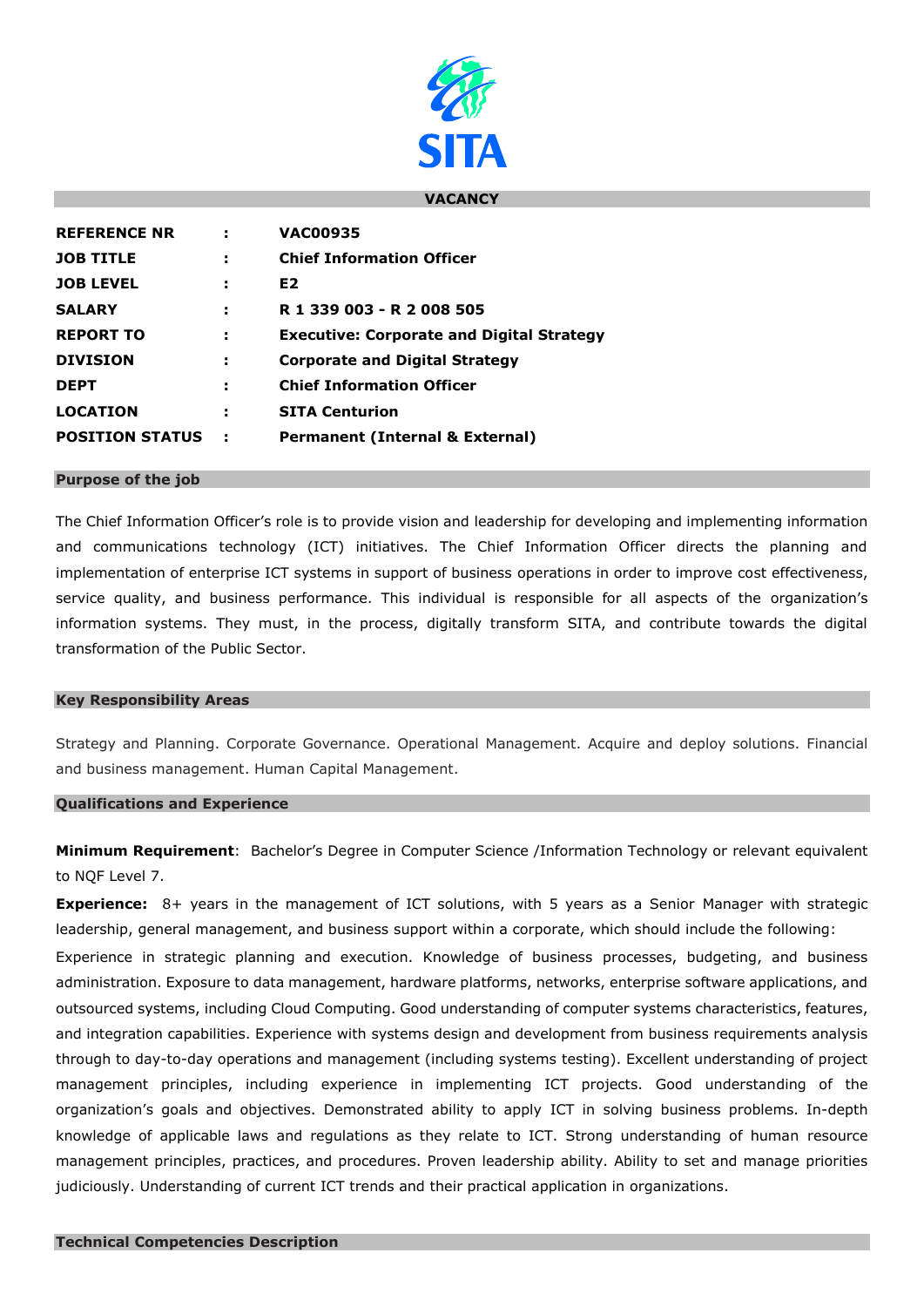SITA

## VACANCY

| | | |
|---|---|---|
| **REFERENCE NR** | **:** | **VAC00935** |
| **JOB TITLE** | **:** | **Chief Information Officer** |
| **JOB LEVEL** | **:** | **E2** |
| **SALARY** | **:** | **R 1 339 003 - R 2 008 505** |
| **REPORT TO** | **:** | **Executive: Corporate and Digital Strategy** |
| **DIVISION** | **:** | **Corporate and Digital Strategy** |
| **DEPT** | **:** | **Chief Information Officer** |
| **LOCATION** | **:** | **SITA Centurion** |
| **POSITION STATUS** | **:** | **Permanent (Internal & External)** |

### Purpose of the job

The Chief Information Officer's role is to provide vision and leadership for developing and implementing information and communications technology (ICT) initiatives. The Chief Information Officer directs the planning and implementation of enterprise ICT systems in support of business operations in order to improve cost effectiveness, service quality, and business performance. This individual is responsible for all aspects of the organization's information systems. They must, in the process, digitally transform SITA, and contribute towards the digital transformation of the Public Sector.

### Key Responsibility Areas

Strategy and Planning. Corporate Governance. Operational Management. Acquire and deploy solutions. Financial and business management. Human Capital Management.

### Qualifications and Experience

**Minimum Requirement**: Bachelor's Degree in Computer Science /Information Technology or relevant equivalent to NQF Level 7.

**Experience:** 8+ years in the management of ICT solutions, with 5 years as a Senior Manager with strategic leadership, general management, and business support within a corporate, which should include the following:

Experience in strategic planning and execution. Knowledge of business processes, budgeting, and business administration. Exposure to data management, hardware platforms, networks, enterprise software applications, and outsourced systems, including Cloud Computing. Good understanding of computer systems characteristics, features, and integration capabilities. Experience with systems design and development from business requirements analysis through to day-to-day operations and management (including systems testing). Excellent understanding of project management principles, including experience in implementing ICT projects. Good understanding of the organization's goals and objectives. Demonstrated ability to apply ICT in solving business problems. In-depth knowledge of applicable laws and regulations as they relate to ICT. Strong understanding of human resource management principles, practices, and procedures. Proven leadership ability. Ability to set and manage priorities judiciously. Understanding of current ICT trends and their practical application in organizations.

### Technical Competencies Description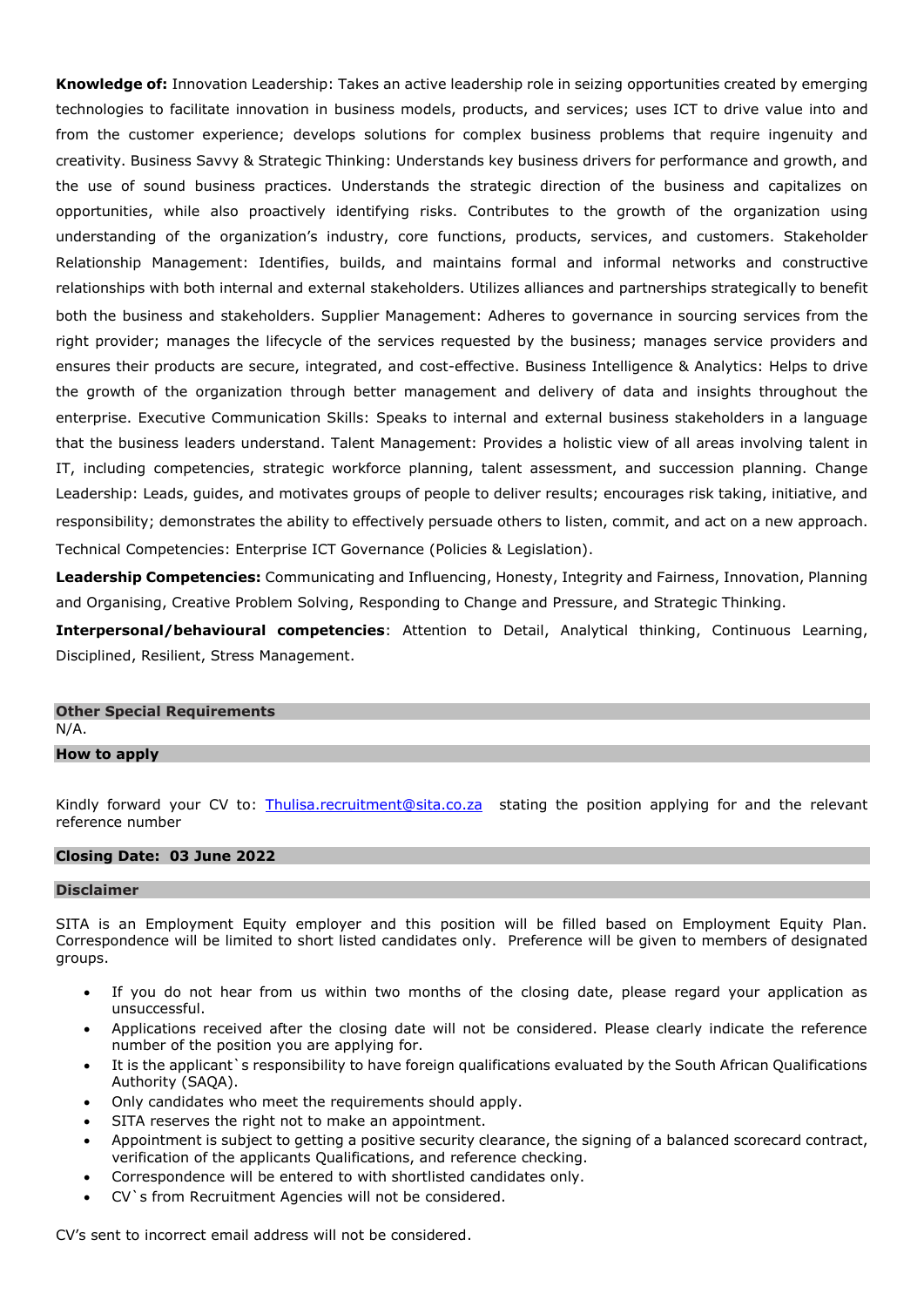**Knowledge of:** Innovation Leadership: Takes an active leadership role in seizing opportunities created by emerging technologies to facilitate innovation in business models, products, and services; uses ICT to drive value into and from the customer experience; develops solutions for complex business problems that require ingenuity and creativity. Business Savvy & Strategic Thinking: Understands key business drivers for performance and growth, and the use of sound business practices. Understands the strategic direction of the business and capitalizes on opportunities, while also proactively identifying risks. Contributes to the growth of the organization using understanding of the organization's industry, core functions, products, services, and customers. Stakeholder Relationship Management: Identifies, builds, and maintains formal and informal networks and constructive relationships with both internal and external stakeholders. Utilizes alliances and partnerships strategically to benefit both the business and stakeholders. Supplier Management: Adheres to governance in sourcing services from the right provider; manages the lifecycle of the services requested by the business; manages service providers and ensures their products are secure, integrated, and cost-effective. Business Intelligence & Analytics: Helps to drive the growth of the organization through better management and delivery of data and insights throughout the enterprise. Executive Communication Skills: Speaks to internal and external business stakeholders in a language that the business leaders understand. Talent Management: Provides a holistic view of all areas involving talent in IT, including competencies, strategic workforce planning, talent assessment, and succession planning. Change Leadership: Leads, guides, and motivates groups of people to deliver results; encourages risk taking, initiative, and responsibility; demonstrates the ability to effectively persuade others to listen, commit, and act on a new approach. Technical Competencies: Enterprise ICT Governance (Policies & Legislation).

**Leadership Competencies:** Communicating and Influencing, Honesty, Integrity and Fairness, Innovation, Planning and Organising, Creative Problem Solving, Responding to Change and Pressure, and Strategic Thinking.

**Interpersonal/behavioural competencies**: Attention to Detail, Analytical thinking, Continuous Learning, Disciplined, Resilient, Stress Management.

**Other Special Requirements**

N/A.

**How to apply**

Kindly forward your CV to: Thulisa.recruitment@sita.co.za stating the position applying for and the relevant reference number

**Closing Date: 03 June 2022**

**Disclaimer**

SITA is an Employment Equity employer and this position will be filled based on Employment Equity Plan. Correspondence will be limited to short listed candidates only. Preference will be given to members of designated groups.

- If you do not hear from us within two months of the closing date, please regard your application as unsuccessful.
- Applications received after the closing date will not be considered. Please clearly indicate the reference number of the position you are applying for.
- It is the applicant`s responsibility to have foreign qualifications evaluated by the South African Qualifications Authority (SAQA).
- Only candidates who meet the requirements should apply.
- SITA reserves the right not to make an appointment.
- Appointment is subject to getting a positive security clearance, the signing of a balanced scorecard contract, verification of the applicants Qualifications, and reference checking.
- Correspondence will be entered to with shortlisted candidates only.
- CV`s from Recruitment Agencies will not be considered.

CV's sent to incorrect email address will not be considered.